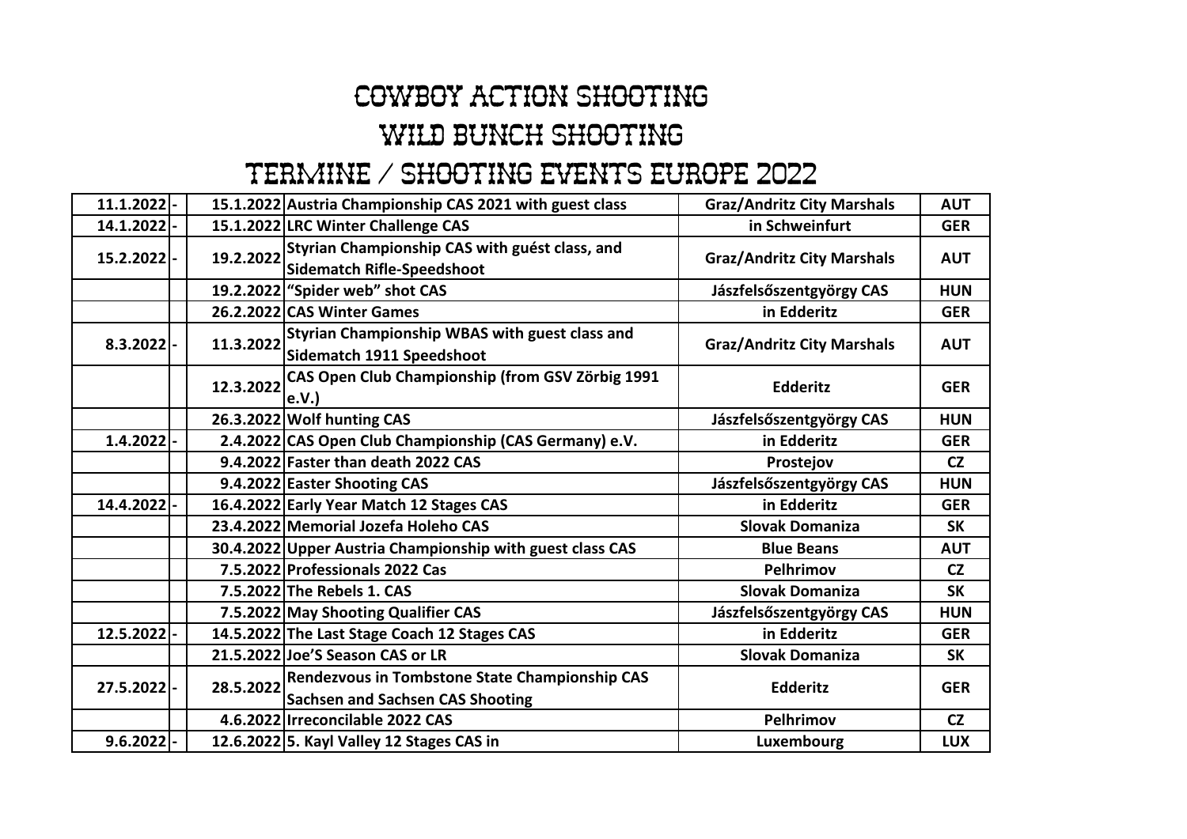# COWBOY ACTION SHOOTING

# WILD BUNCH SHOOTING

# TERMINE / SHOOTING EVENTS EUROPE 2022

| | | | | | |
|---|---|---|---|---|---|
| 11.1.2022 | - | 15.1.2022 | Austria Championship CAS 2021 with guest class | Graz/Andritz City Marshals | AUT |
| 14.1.2022 | - | 15.1.2022 | LRC Winter Challenge CAS | in Schweinfurt | GER |
| 15.2.2022 | - | 19.2.2022 | Styrian Championship CAS with guést class, and Sidematch Rifle-Speedshoot | Graz/Andritz City Marshals | AUT |
| | | 19.2.2022 | "Spider web" shot CAS | Jászfelsőszentgyörgy CAS | HUN |
| | | 26.2.2022 | CAS Winter Games | in Edderitz | GER |
| 8.3.2022 | - | 11.3.2022 | Styrian Championship WBAS with guest class and Sidematch 1911 Speedshoot | Graz/Andritz City Marshals | AUT |
| | | 12.3.2022 | CAS Open Club Championship (from GSV Zörbig 1991 e.V.) | Edderitz | GER |
| | | 26.3.2022 | Wolf hunting CAS | Jászfelsőszentgyörgy CAS | HUN |
| 1.4.2022 | - | 2.4.2022 | CAS Open Club Championship (CAS Germany) e.V. | in Edderitz | GER |
| | | 9.4.2022 | Faster than death 2022 CAS | Prostejov | CZ |
| | | 9.4.2022 | Easter Shooting CAS | Jászfelsőszentgyörgy CAS | HUN |
| 14.4.2022 | - | 16.4.2022 | Early Year Match 12 Stages CAS | in Edderitz | GER |
| | | 23.4.2022 | Memorial Jozefa Holeho CAS | Slovak Domaniza | SK |
| | | 30.4.2022 | Upper Austria Championship with guest class CAS | Blue Beans | AUT |
| | | 7.5.2022 | Professionals 2022 Cas | Pelhrimov | CZ |
| | | 7.5.2022 | The Rebels 1. CAS | Slovak Domaniza | SK |
| | | 7.5.2022 | May Shooting Qualifier CAS | Jászfelsőszentgyörgy CAS | HUN |
| 12.5.2022 | - | 14.5.2022 | The Last Stage Coach 12 Stages CAS | in Edderitz | GER |
| | | 21.5.2022 | Joe'S Season CAS or LR | Slovak Domaniza | SK |
| 27.5.2022 | - | 28.5.2022 | Rendezvous in Tombstone State Championship CAS Sachsen and Sachsen CAS Shooting | Edderitz | GER |
| | | 4.6.2022 | Irreconcilable 2022 CAS | Pelhrimov | CZ |
| 9.6.2022 | - | 12.6.2022 | 5. Kayl Valley 12 Stages CAS in | Luxembourg | LUX |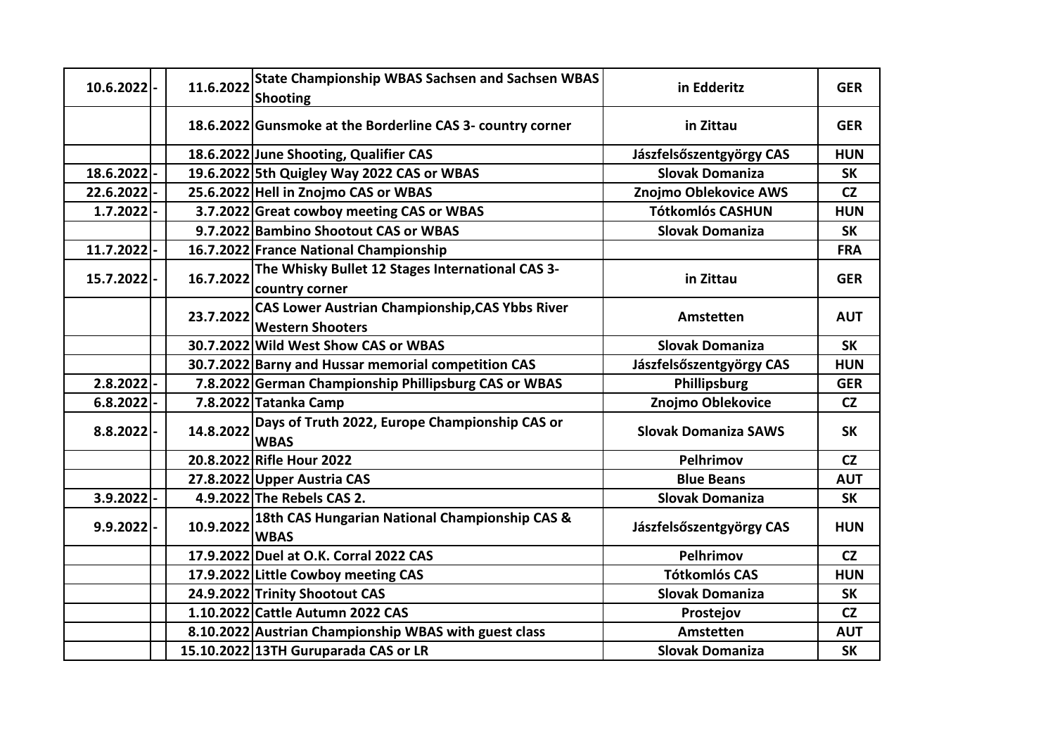| 10.6.2022 | - | 11.6.2022 | State Championship WBAS Sachsen and Sachsen WBAS Shooting | in Edderitz | GER |
|---|---|---|---|---|---|
| | | 18.6.2022 | Gunsmoke at the Borderline CAS 3- country corner | in Zittau | GER |
| | | 18.6.2022 | June Shooting, Qualifier CAS | Jászfelsőszentgyörgy CAS | HUN |
| 18.6.2022 | - | 19.6.2022 | 5th Quigley Way 2022 CAS or WBAS | Slovak Domaniza | SK |
| 22.6.2022 | - | 25.6.2022 | Hell in Znojmo CAS or WBAS | Znojmo Oblekovice AWS | CZ |
| 1.7.2022 | - | 3.7.2022 | Great cowboy meeting CAS or WBAS | Tótkomlós CASHUN | HUN |
| | | 9.7.2022 | Bambino Shootout CAS or WBAS | Slovak Domaniza | SK |
| 11.7.2022 | - | 16.7.2022 | France National Championship | | FRA |
| 15.7.2022 | - | 16.7.2022 | The Whisky Bullet 12 Stages International CAS 3- country corner | in Zittau | GER |
| | | 23.7.2022 | CAS Lower Austrian Championship,CAS Ybbs River Western Shooters | Amstetten | AUT |
| | | 30.7.2022 | Wild West Show CAS or WBAS | Slovak Domaniza | SK |
| | | 30.7.2022 | Barny and Hussar memorial competition CAS | Jászfelsőszentgyörgy CAS | HUN |
| 2.8.2022 | - | 7.8.2022 | German Championship Phillipsburg CAS or WBAS | Phillipsburg | GER |
| 6.8.2022 | - | 7.8.2022 | Tatanka Camp | Znojmo Oblekovice | CZ |
| 8.8.2022 | - | 14.8.2022 | Days of Truth 2022, Europe Championship CAS or WBAS | Slovak Domaniza SAWS | SK |
| | | 20.8.2022 | Rifle Hour 2022 | Pelhrimov | CZ |
| | | 27.8.2022 | Upper Austria CAS | Blue Beans | AUT |
| 3.9.2022 | - | 4.9.2022 | The Rebels CAS 2. | Slovak Domaniza | SK |
| 9.9.2022 | - | 10.9.2022 | 18th CAS Hungarian National Championship CAS & WBAS | Jászfelsőszentgyörgy CAS | HUN |
| | | 17.9.2022 | Duel at O.K. Corral 2022 CAS | Pelhrimov | CZ |
| | | 17.9.2022 | Little Cowboy meeting CAS | Tótkomlós CAS | HUN |
| | | 24.9.2022 | Trinity Shootout CAS | Slovak Domaniza | SK |
| | | 1.10.2022 | Cattle Autumn 2022 CAS | Prostejov | CZ |
| | | 8.10.2022 | Austrian Championship WBAS with guest class | Amstetten | AUT |
| | | 15.10.2022 | 13TH Guruparada CAS or LR | Slovak Domaniza | SK |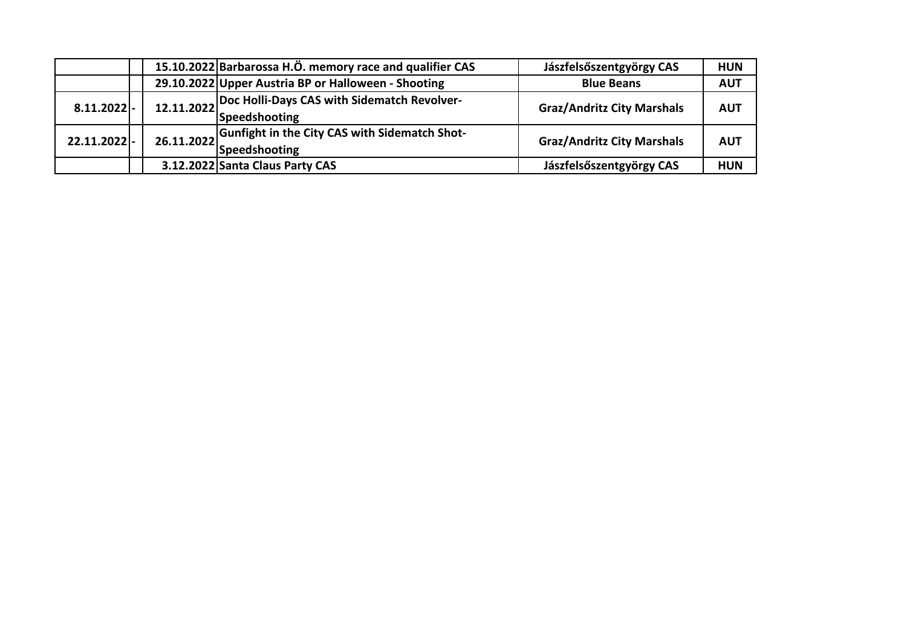| | | | | | |
|---|---|---|---|---|---|
| | | 15.10.2022 | Barbarossa H.Ö. memory race and qualifier CAS | Jászfelsőszentgyörgy CAS | HUN |
| | | 29.10.2022 | Upper Austria BP or Halloween - Shooting | Blue Beans | AUT |
| 8.11.2022 | - | 12.11.2022 | Doc Holli-Days CAS with Sidematch Revolver-Speedshooting | Graz/Andritz City Marshals | AUT |
| 22.11.2022 | - | 26.11.2022 | Gunfight in the City CAS with Sidematch Shot-Speedshooting | Graz/Andritz City Marshals | AUT |
| | | 3.12.2022 | Santa Claus Party CAS | Jászfelsőszentgyörgy CAS | HUN |